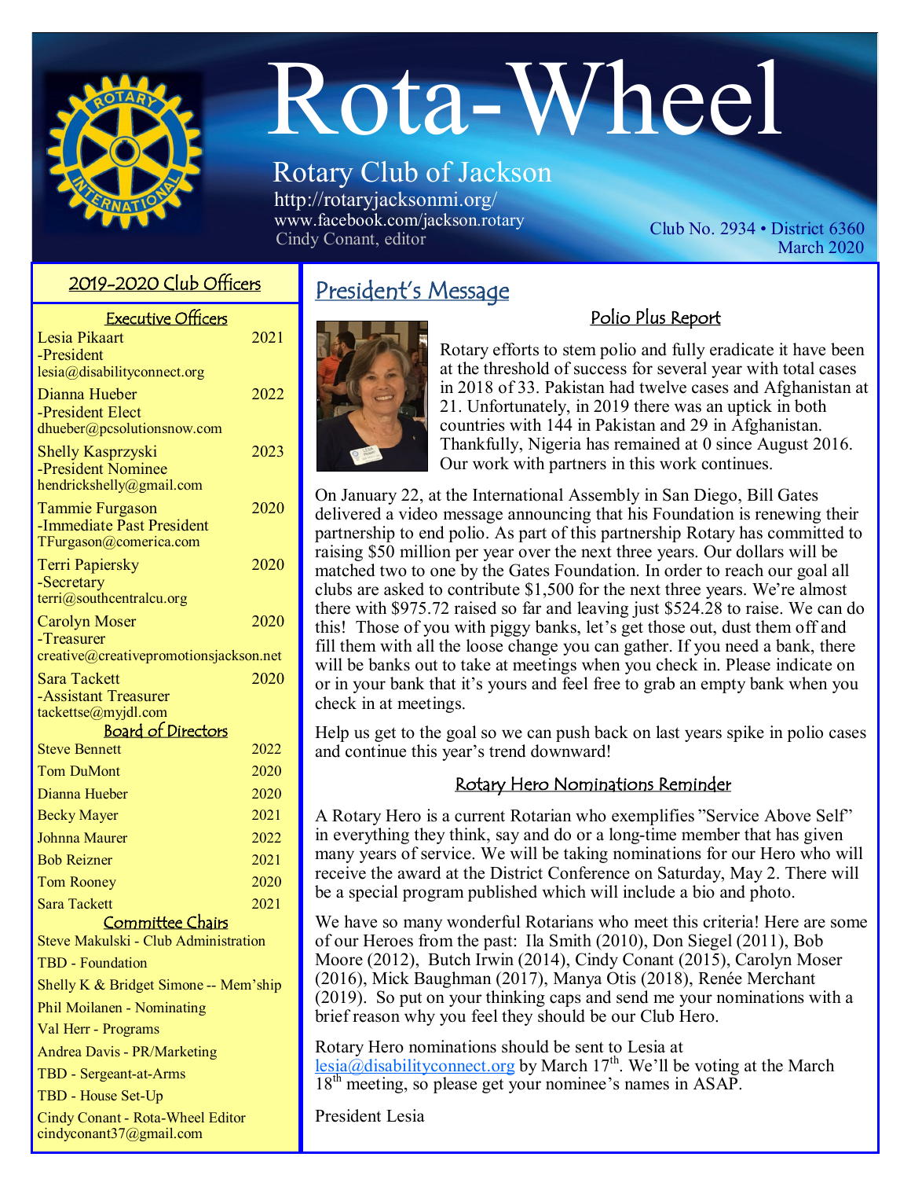# Rota-Wheel

## Rotary Club of Jackson

http://rotaryjacksonmi.org/
www.facebook.com/jackson.rotary
Cindy Conant, editor

Club No. 2934 • District 6360
March 2020

## 2019-2020 Club Officers

### Executive Officers

| Officer | Term |
|---|---|
| Lesia Pikaart -President lesia@disabilityconnect.org | 2021 |
| Dianna Hueber -President Elect dhueber@pcsolutionsnow.com | 2022 |
| Shelly Kasprzyski -President Nominee hendrickshelly@gmail.com | 2023 |
| Tammie Furgason -Immediate Past President TFurgason@comerica.com | 2020 |
| Terri Papiersky -Secretary terri@southcentralcu.org | 2020 |
| Carolyn Moser -Treasurer creative@creativepromotionsjackson.net | 2020 |
| Sara Tackett -Assistant Treasurer tackettse@myjdl.com | 2020 |

### Board of Directors

| Director | Term |
|---|---|
| Steve Bennett | 2022 |
| Tom DuMont | 2020 |
| Dianna Hueber | 2020 |
| Becky Mayer | 2021 |
| Johnna Maurer | 2022 |
| Bob Reizner | 2021 |
| Tom Rooney | 2020 |
| Sara Tackett | 2021 |

### Committee Chairs

- Steve Makulski - Club Administration
- TBD - Foundation
- Shelly K & Bridget Simone -- Mem'ship
- Phil Moilanen - Nominating
- Val Herr - Programs
- Andrea Davis - PR/Marketing
- TBD - Sergeant-at-Arms
- TBD - House Set-Up
- Cindy Conant - Rota-Wheel Editor cindyconant37@gmail.com

## President's Message

### Polio Plus Report

Rotary efforts to stem polio and fully eradicate it have been at the threshold of success for several year with total cases in 2018 of 33. Pakistan had twelve cases and Afghanistan at 21. Unfortunately, in 2019 there was an uptick in both countries with 144 in Pakistan and 29 in Afghanistan. Thankfully, Nigeria has remained at 0 since August 2016. Our work with partners in this work continues.

On January 22, at the International Assembly in San Diego, Bill Gates delivered a video message announcing that his Foundation is renewing their partnership to end polio. As part of this partnership Rotary has committed to raising $50 million per year over the next three years. Our dollars will be matched two to one by the Gates Foundation. In order to reach our goal all clubs are asked to contribute $1,500 for the next three years. We're almost there with $975.72 raised so far and leaving just $524.28 to raise. We can do this! Those of you with piggy banks, let's get those out, dust them off and fill them with all the loose change you can gather. If you need a bank, there will be banks out to take at meetings when you check in. Please indicate on or in your bank that it's yours and feel free to grab an empty bank when you check in at meetings.

Help us get to the goal so we can push back on last years spike in polio cases and continue this year's trend downward!

### Rotary Hero Nominations Reminder

A Rotary Hero is a current Rotarian who exemplifies "Service Above Self" in everything they think, say and do or a long-time member that has given many years of service. We will be taking nominations for our Hero who will receive the award at the District Conference on Saturday, May 2. There will be a special program published which will include a bio and photo.

We have so many wonderful Rotarians who meet this criteria! Here are some of our Heroes from the past: Ila Smith (2010), Don Siegel (2011), Bob Moore (2012), Butch Irwin (2014), Cindy Conant (2015), Carolyn Moser (2016), Mick Baughman (2017), Manya Otis (2018), Renée Merchant (2019). So put on your thinking caps and send me your nominations with a brief reason why you feel they should be our Club Hero.

Rotary Hero nominations should be sent to Lesia at lesia@disabilityconnect.org by March 17th. We'll be voting at the March 18th meeting, so please get your nominee's names in ASAP.

President Lesia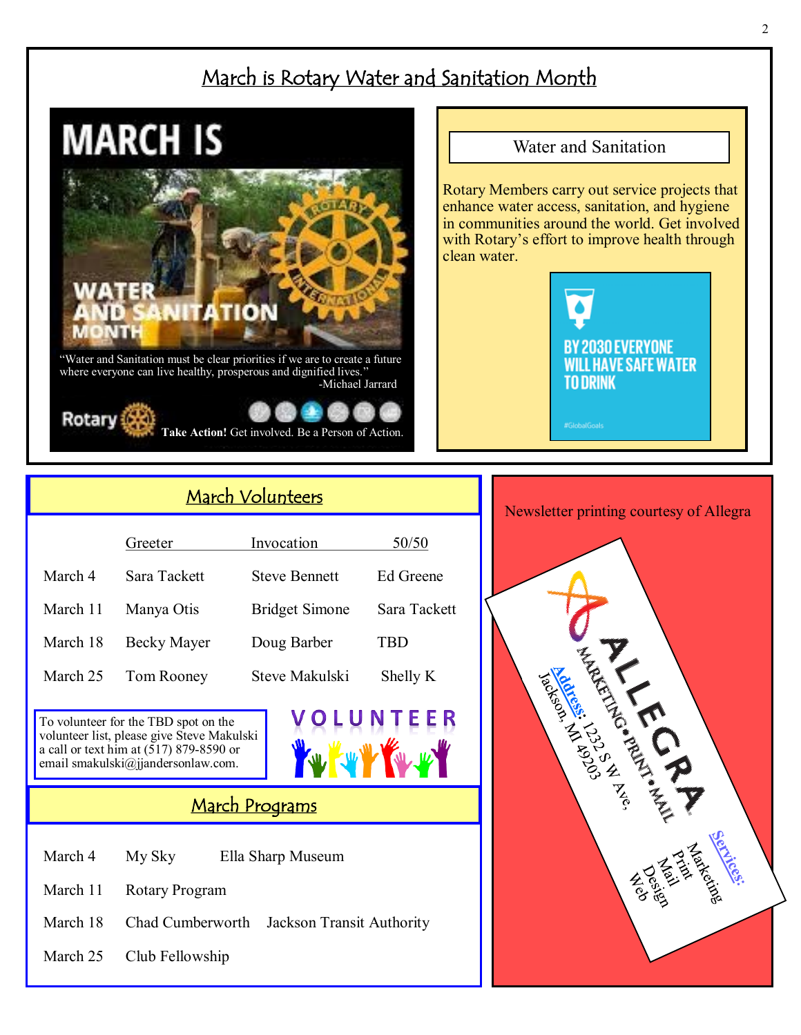# March is Rotary Water and Sanitation Month

MARCH IS

WATER AND SANITATION MONTH

"Water and Sanitation must be clear priorities if we are to create a future where everyone can live healthy, prosperous and dignified lives."
-Michael Jarrard

Rotary **Take Action!** Get involved. Be a Person of Action.

## Water and Sanitation

Rotary Members carry out service projects that enhance water access, sanitation, and hygiene in communities around the world. Get involved with Rotary's effort to improve health through clean water.

BY 2030 EVERYONE WILL HAVE SAFE WATER TO DRINK

#GlobalGoals

## March Volunteers

| | Greeter | Invocation | 50/50 |
|---|---|---|---|
| March 4 | Sara Tackett | Steve Bennett | Ed Greene |
| March 11 | Manya Otis | Bridget Simone | Sara Tackett |
| March 18 | Becky Mayer | Doug Barber | TBD |
| March 25 | Tom Rooney | Steve Makulski | Shelly K |

To volunteer for the TBD spot on the volunteer list, please give Steve Makulski a call or text him at (517) 879-8590 or email smakulski@jjandersonlaw.com.

VOLUNTEER

## March Programs

| | | |
|---|---|---|
| March 4 | My Sky | Ella Sharp Museum |
| March 11 | Rotary Program | |
| March 18 | Chad Cumberworth | Jackson Transit Authority |
| March 25 | Club Fellowship | |

Newsletter printing courtesy of Allegra

ALLEGRA
MARKETING • PRINT • MAIL

**Address:** 1232 S W Ave,
Jackson, MI 49203

**Services:**
Marketing
Print
Mail
Design
Web